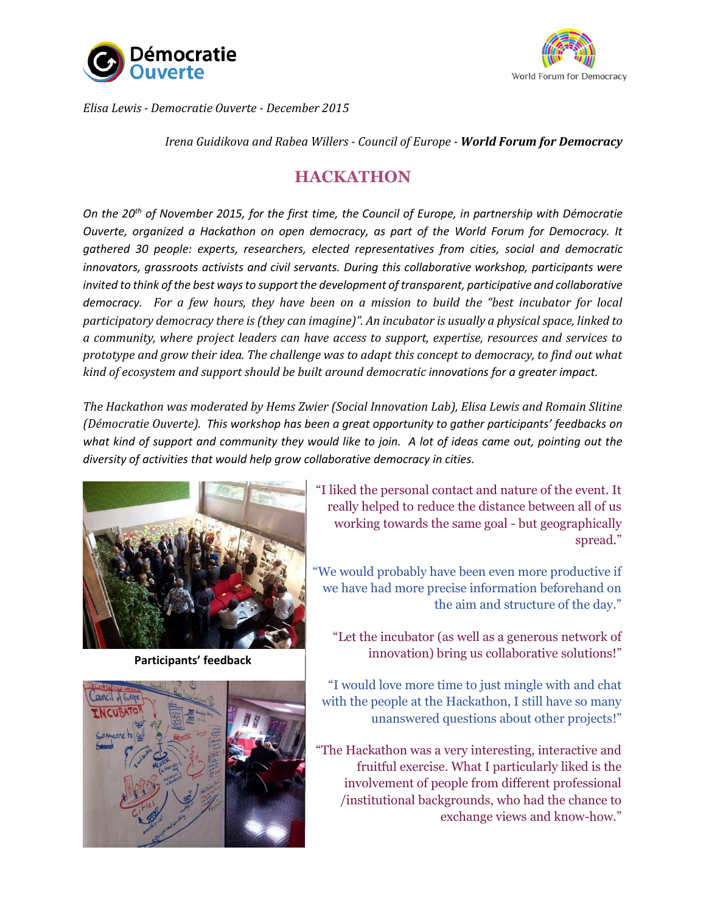*Elisa Lewis - Democratie Ouverte - December 2015*

*Irena Guidikova and Rabea Willers - Council of Europe - **World Forum for Democracy***

# HACKATHON

*On the 20th of November 2015, for the first time, the Council of Europe, in partnership with Démocratie Ouverte, organized a Hackathon on open democracy, as part of the World Forum for Democracy. It gathered 30 people: experts, researchers, elected representatives from cities, social and democratic innovators, grassroots activists and civil servants. During this collaborative workshop, participants were invited to think of the best ways to support the development of transparent, participative and collaborative democracy. For a few hours, they have been on a mission to build the "best incubator for local participatory democracy there is (they can imagine)". An incubator is usually a physical space, linked to a community, where project leaders can have access to support, expertise, resources and services to prototype and grow their idea. The challenge was to adapt this concept to democracy, to find out what kind of ecosystem and support should be built around democratic innovations for a greater impact.*

*The Hackathon was moderated by Hems Zwier (Social Innovation Lab), Elisa Lewis and Romain Slitine (Démocratie Ouverte). This workshop has been a great opportunity to gather participants' feedbacks on what kind of support and community they would like to join. A lot of ideas came out, pointing out the diversity of activities that would help grow collaborative democracy in cities.*

**Participants' feedback**

"I liked the personal contact and nature of the event. It really helped to reduce the distance between all of us working towards the same goal - but geographically spread."

"We would probably have been even more productive if we have had more precise information beforehand on the aim and structure of the day."

"Let the incubator (as well as a generous network of innovation) bring us collaborative solutions!"

"I would love more time to just mingle with and chat with the people at the Hackathon, I still have so many unanswered questions about other projects!"

"The Hackathon was a very interesting, interactive and fruitful exercise. What I particularly liked is the involvement of people from different professional /institutional backgrounds, who had the chance to exchange views and know-how."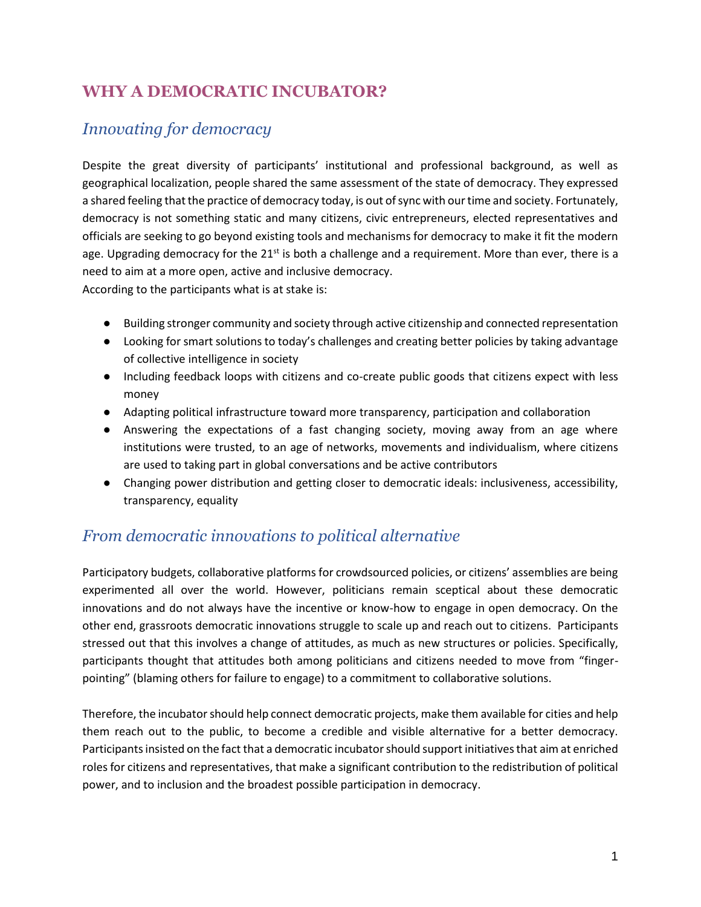## WHY A DEMOCRATIC INCUBATOR?

### *Innovating for democracy*

Despite the great diversity of participants' institutional and professional background, as well as geographical localization, people shared the same assessment of the state of democracy. They expressed a shared feeling that the practice of democracy today, is out of sync with our time and society. Fortunately, democracy is not something static and many citizens, civic entrepreneurs, elected representatives and officials are seeking to go beyond existing tools and mechanisms for democracy to make it fit the modern age. Upgrading democracy for the 21st is both a challenge and a requirement. More than ever, there is a need to aim at a more open, active and inclusive democracy.

According to the participants what is at stake is:

- Building stronger community and society through active citizenship and connected representation
- Looking for smart solutions to today's challenges and creating better policies by taking advantage of collective intelligence in society
- Including feedback loops with citizens and co-create public goods that citizens expect with less money
- Adapting political infrastructure toward more transparency, participation and collaboration
- Answering the expectations of a fast changing society, moving away from an age where institutions were trusted, to an age of networks, movements and individualism, where citizens are used to taking part in global conversations and be active contributors
- Changing power distribution and getting closer to democratic ideals: inclusiveness, accessibility, transparency, equality

### *From democratic innovations to political alternative*

Participatory budgets, collaborative platforms for crowdsourced policies, or citizens' assemblies are being experimented all over the world. However, politicians remain sceptical about these democratic innovations and do not always have the incentive or know-how to engage in open democracy. On the other end, grassroots democratic innovations struggle to scale up and reach out to citizens. Participants stressed out that this involves a change of attitudes, as much as new structures or policies. Specifically, participants thought that attitudes both among politicians and citizens needed to move from "finger-pointing" (blaming others for failure to engage) to a commitment to collaborative solutions.

Therefore, the incubator should help connect democratic projects, make them available for cities and help them reach out to the public, to become a credible and visible alternative for a better democracy. Participants insisted on the fact that a democratic incubator should support initiatives that aim at enriched roles for citizens and representatives, that make a significant contribution to the redistribution of political power, and to inclusion and the broadest possible participation in democracy.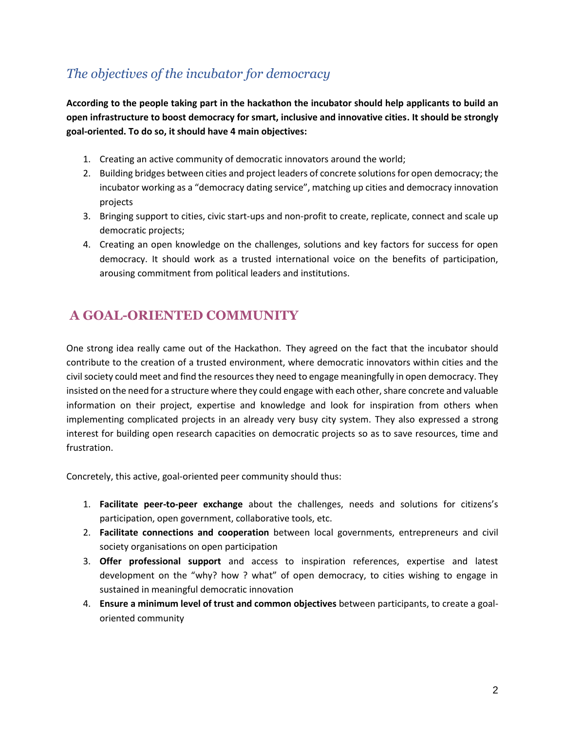## *The objectives of the incubator for democracy*

**According to the people taking part in the hackathon the incubator should help applicants to build an open infrastructure to boost democracy for smart, inclusive and innovative cities. It should be strongly goal-oriented. To do so, it should have 4 main objectives:**

1. Creating an active community of democratic innovators around the world;
2. Building bridges between cities and project leaders of concrete solutions for open democracy; the incubator working as a "democracy dating service", matching up cities and democracy innovation projects
3. Bringing support to cities, civic start-ups and non-profit to create, replicate, connect and scale up democratic projects;
4. Creating an open knowledge on the challenges, solutions and key factors for success for open democracy. It should work as a trusted international voice on the benefits of participation, arousing commitment from political leaders and institutions.

## A GOAL-ORIENTED COMMUNITY

One strong idea really came out of the Hackathon. They agreed on the fact that the incubator should contribute to the creation of a trusted environment, where democratic innovators within cities and the civil society could meet and find the resources they need to engage meaningfully in open democracy. They insisted on the need for a structure where they could engage with each other, share concrete and valuable information on their project, expertise and knowledge and look for inspiration from others when implementing complicated projects in an already very busy city system. They also expressed a strong interest for building open research capacities on democratic projects so as to save resources, time and frustration.

Concretely, this active, goal-oriented peer community should thus:

1. **Facilitate peer-to-peer exchange** about the challenges, needs and solutions for citizens's participation, open government, collaborative tools, etc.
2. **Facilitate connections and cooperation** between local governments, entrepreneurs and civil society organisations on open participation
3. **Offer professional support** and access to inspiration references, expertise and latest development on the "why? how ? what" of open democracy, to cities wishing to engage in sustained in meaningful democratic innovation
4. **Ensure a minimum level of trust and common objectives** between participants, to create a goal-oriented community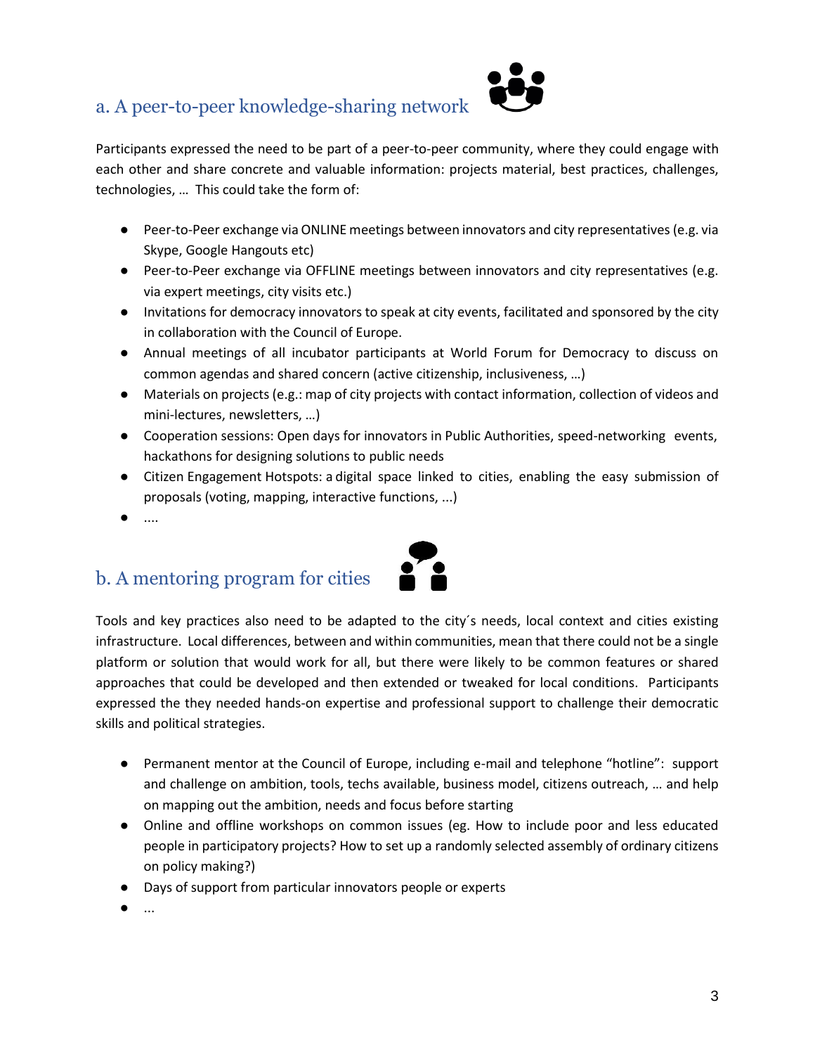## a. A peer-to-peer knowledge-sharing network

Participants expressed the need to be part of a peer-to-peer community, where they could engage with each other and share concrete and valuable information: projects material, best practices, challenges, technologies, … This could take the form of:

- Peer-to-Peer exchange via ONLINE meetings between innovators and city representatives (e.g. via Skype, Google Hangouts etc)
- Peer-to-Peer exchange via OFFLINE meetings between innovators and city representatives (e.g. via expert meetings, city visits etc.)
- Invitations for democracy innovators to speak at city events, facilitated and sponsored by the city in collaboration with the Council of Europe.
- Annual meetings of all incubator participants at World Forum for Democracy to discuss on common agendas and shared concern (active citizenship, inclusiveness, …)
- Materials on projects (e.g.: map of city projects with contact information, collection of videos and mini-lectures, newsletters, …)
- Cooperation sessions: Open days for innovators in Public Authorities, speed-networking events, hackathons for designing solutions to public needs
- Citizen Engagement Hotspots: a digital space linked to cities, enabling the easy submission of proposals (voting, mapping, interactive functions, ...)
- ....

## b. A mentoring program for cities

Tools and key practices also need to be adapted to the city´s needs, local context and cities existing infrastructure. Local differences, between and within communities, mean that there could not be a single platform or solution that would work for all, but there were likely to be common features or shared approaches that could be developed and then extended or tweaked for local conditions. Participants expressed the they needed hands-on expertise and professional support to challenge their democratic skills and political strategies.

- Permanent mentor at the Council of Europe, including e-mail and telephone "hotline": support and challenge on ambition, tools, techs available, business model, citizens outreach, … and help on mapping out the ambition, needs and focus before starting
- Online and offline workshops on common issues (eg. How to include poor and less educated people in participatory projects? How to set up a randomly selected assembly of ordinary citizens on policy making?)
- Days of support from particular innovators people or experts
- ...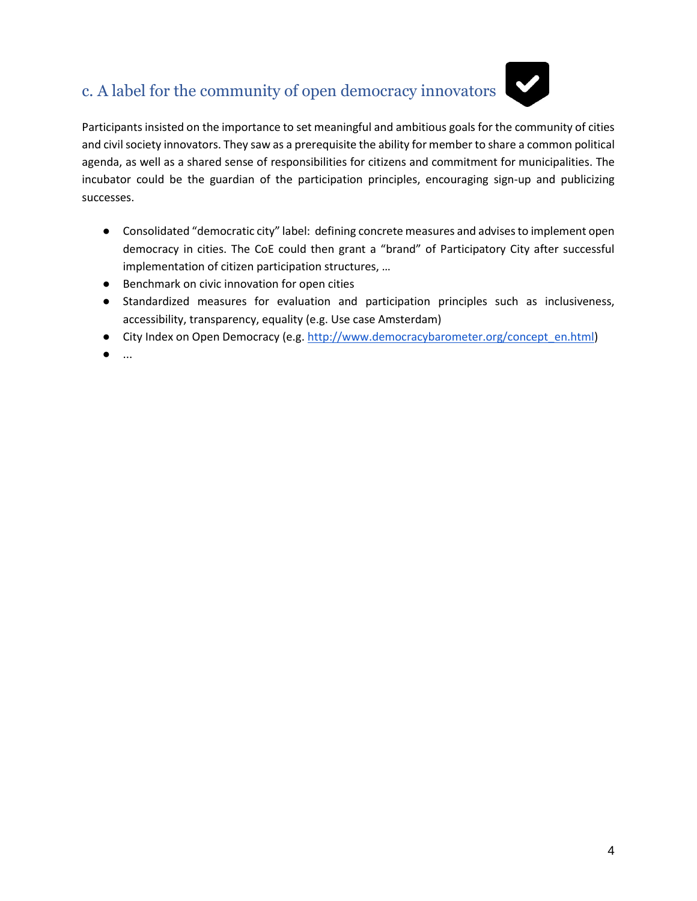### c. A label for the community of open democracy innovators

Participants insisted on the importance to set meaningful and ambitious goals for the community of cities and civil society innovators. They saw as a prerequisite the ability for member to share a common political agenda, as well as a shared sense of responsibilities for citizens and commitment for municipalities. The incubator could be the guardian of the participation principles, encouraging sign-up and publicizing successes.

- Consolidated "democratic city" label: defining concrete measures and advises to implement open democracy in cities. The CoE could then grant a "brand" of Participatory City after successful implementation of citizen participation structures, …
- Benchmark on civic innovation for open cities
- Standardized measures for evaluation and participation principles such as inclusiveness, accessibility, transparency, equality (e.g. Use case Amsterdam)
- City Index on Open Democracy (e.g. [http://www.democracybarometer.org/concept_en.html](http://www.democracybarometer.org/concept_en.html))
- ...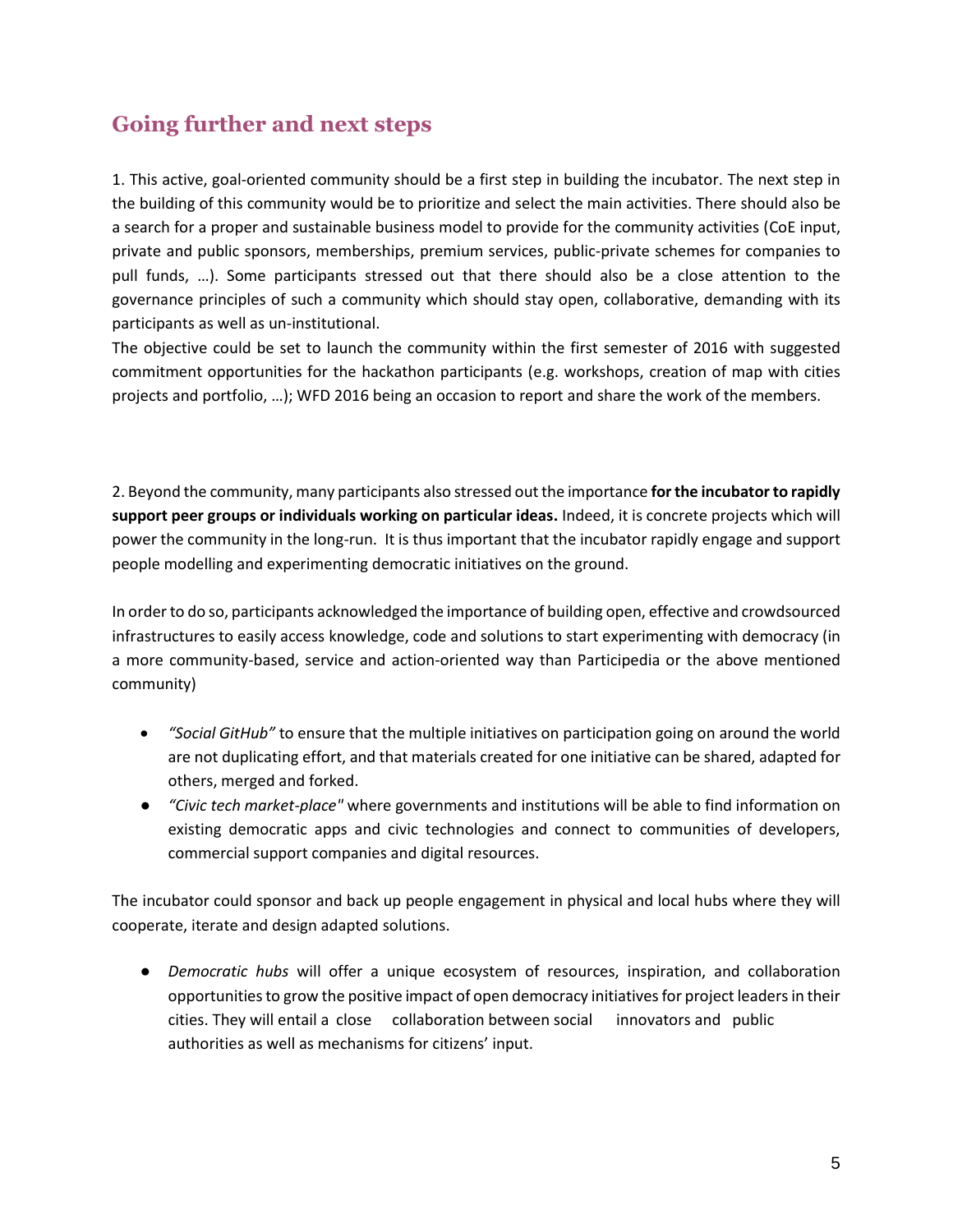## Going further and next steps

1. This active, goal-oriented community should be a first step in building the incubator. The next step in the building of this community would be to prioritize and select the main activities. There should also be a search for a proper and sustainable business model to provide for the community activities (CoE input, private and public sponsors, memberships, premium services, public-private schemes for companies to pull funds, …). Some participants stressed out that there should also be a close attention to the governance principles of such a community which should stay open, collaborative, demanding with its participants as well as un-institutional.
The objective could be set to launch the community within the first semester of 2016 with suggested commitment opportunities for the hackathon participants (e.g. workshops, creation of map with cities projects and portfolio, …); WFD 2016 being an occasion to report and share the work of the members.

2. Beyond the community, many participants also stressed out the importance **for the incubator to rapidly support peer groups or individuals working on particular ideas.** Indeed, it is concrete projects which will power the community in the long-run. It is thus important that the incubator rapidly engage and support people modelling and experimenting democratic initiatives on the ground.

In order to do so, participants acknowledged the importance of building open, effective and crowdsourced infrastructures to easily access knowledge, code and solutions to start experimenting with democracy (in a more community-based, service and action-oriented way than Participedia or the above mentioned community)

- *"Social GitHub"* to ensure that the multiple initiatives on participation going on around the world are not duplicating effort, and that materials created for one initiative can be shared, adapted for others, merged and forked.
- *"Civic tech market-place"* where governments and institutions will be able to find information on existing democratic apps and civic technologies and connect to communities of developers, commercial support companies and digital resources.

The incubator could sponsor and back up people engagement in physical and local hubs where they will cooperate, iterate and design adapted solutions.

- *Democratic hubs* will offer a unique ecosystem of resources, inspiration, and collaboration opportunities to grow the positive impact of open democracy initiatives for project leaders in their cities. They will entail a close collaboration between social innovators and public authorities as well as mechanisms for citizens' input.